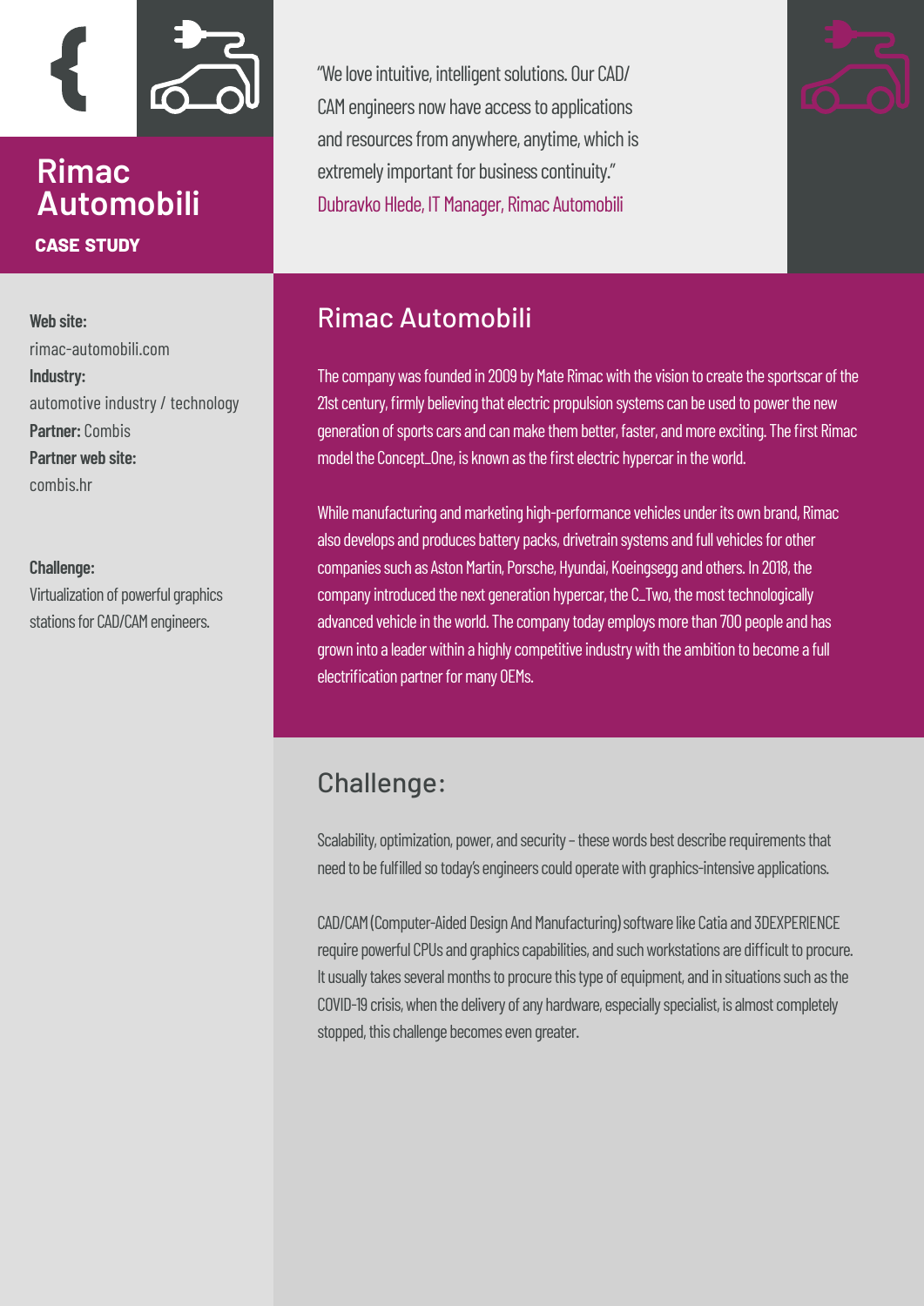# Rimac Automobili

**CASE STUDY**

"We love intuitive, intelligent solutions. Our CAD/CAM engineers now have access to applications and resources from anywhere, anytime, which is extremely important for business continuity."
Dubravko Hlede, IT Manager, Rimac Automobili

**Web site:**
rimac-automobili.com
**Industry:**
automotive industry / technology
**Partner:** Combis
**Partner web site:**
combis.hr

**Challenge:**
Virtualization of powerful graphics stations for CAD/CAM engineers.

## Rimac Automobili

The company was founded in 2009 by Mate Rimac with the vision to create the sportscar of the 21st century, firmly believing that electric propulsion systems can be used to power the new generation of sports cars and can make them better, faster, and more exciting. The first Rimac model the Concept_One, is known as the first electric hypercar in the world.

While manufacturing and marketing high-performance vehicles under its own brand, Rimac also develops and produces battery packs, drivetrain systems and full vehicles for other companies such as Aston Martin, Porsche, Hyundai, Koeingsegg and others. In 2018, the company introduced the next generation hypercar, the C_Two, the most technologically advanced vehicle in the world. The company today employs more than 700 people and has grown into a leader within a highly competitive industry with the ambition to become a full electrification partner for many OEMs.

## Challenge:

Scalability, optimization, power, and security – these words best describe requirements that need to be fulfilled so today's engineers could operate with graphics-intensive applications.

CAD/CAM (Computer-Aided Design And Manufacturing) software like Catia and 3DEXPERIENCE require powerful CPUs and graphics capabilities, and such workstations are difficult to procure. It usually takes several months to procure this type of equipment, and in situations such as the COVID-19 crisis, when the delivery of any hardware, especially specialist, is almost completely stopped, this challenge becomes even greater.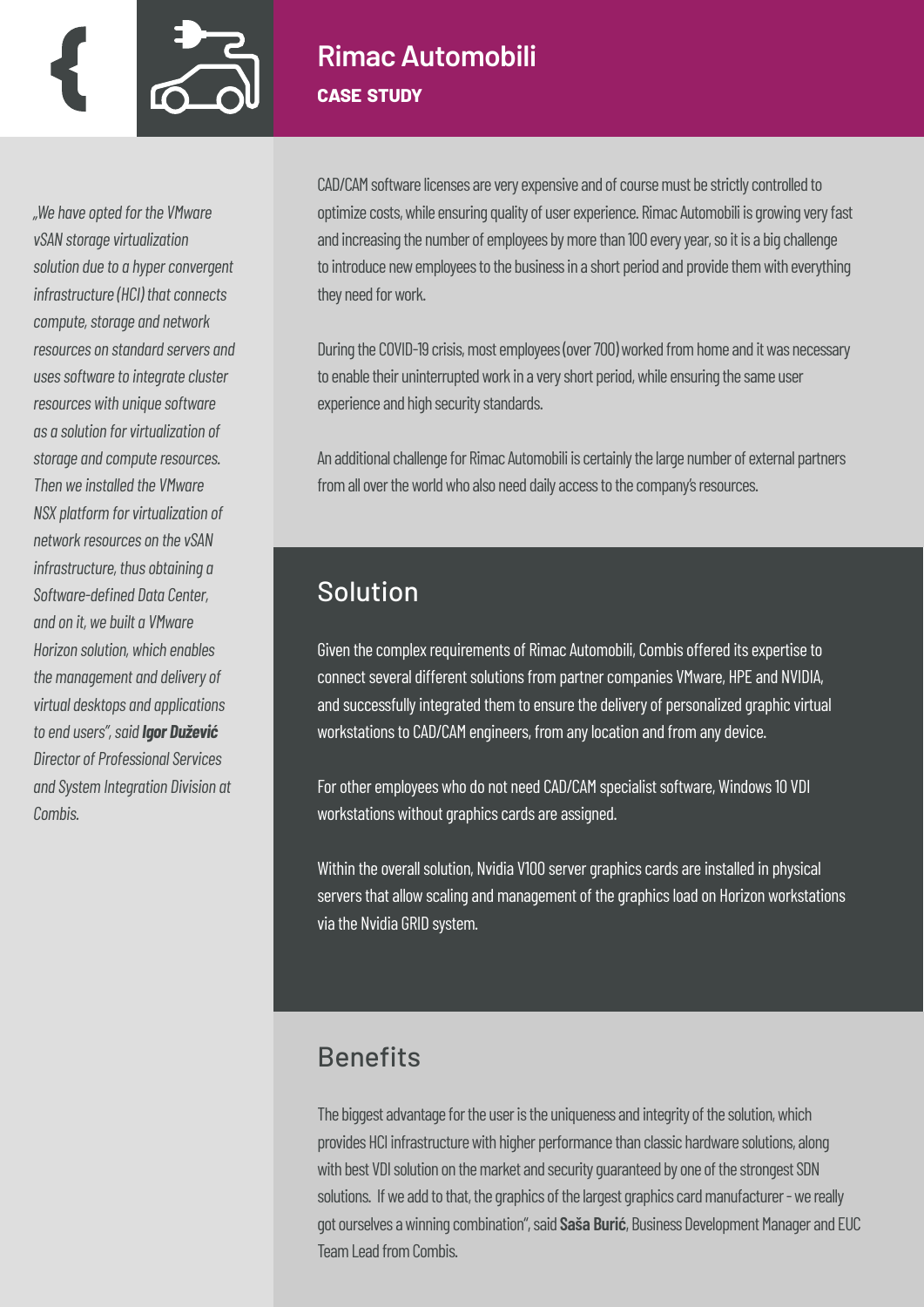# Rimac Automobili

**CASE STUDY**

*„We have opted for the VMware vSAN storage virtualization solution due to a hyper convergent infrastructure (HCI) that connects compute, storage and network resources on standard servers and uses software to integrate cluster resources with unique software as a solution for virtualization of storage and compute resources. Then we installed the VMware NSX platform for virtualization of network resources on the vSAN infrastructure, thus obtaining a Software-defined Data Center, and on it, we built a VMware Horizon solution, which enables the management and delivery of virtual desktops and applications to end users", said* ***Igor Dužević*** *Director of Professional Services and System Integration Division at Combis.*

CAD/CAM software licenses are very expensive and of course must be strictly controlled to optimize costs, while ensuring quality of user experience. Rimac Automobili is growing very fast and increasing the number of employees by more than 100 every year, so it is a big challenge to introduce new employees to the business in a short period and provide them with everything they need for work.

During the COVID-19 crisis, most employees (over 700) worked from home and it was necessary to enable their uninterrupted work in a very short period, while ensuring the same user experience and high security standards.

An additional challenge for Rimac Automobili is certainly the large number of external partners from all over the world who also need daily access to the company's resources.

## Solution

Given the complex requirements of Rimac Automobili, Combis offered its expertise to connect several different solutions from partner companies VMware, HPE and NVIDIA, and successfully integrated them to ensure the delivery of personalized graphic virtual workstations to CAD/CAM engineers, from any location and from any device.

For other employees who do not need CAD/CAM specialist software, Windows 10 VDI workstations without graphics cards are assigned.

Within the overall solution, Nvidia V100 server graphics cards are installed in physical servers that allow scaling and management of the graphics load on Horizon workstations via the Nvidia GRID system.

## Benefits

The biggest advantage for the user is the uniqueness and integrity of the solution, which provides HCI infrastructure with higher performance than classic hardware solutions, along with best VDI solution on the market and security guaranteed by one of the strongest SDN solutions. If we add to that, the graphics of the largest graphics card manufacturer - we really got ourselves a winning combination", said **Saša Burić**, Business Development Manager and EUC Team Lead from Combis.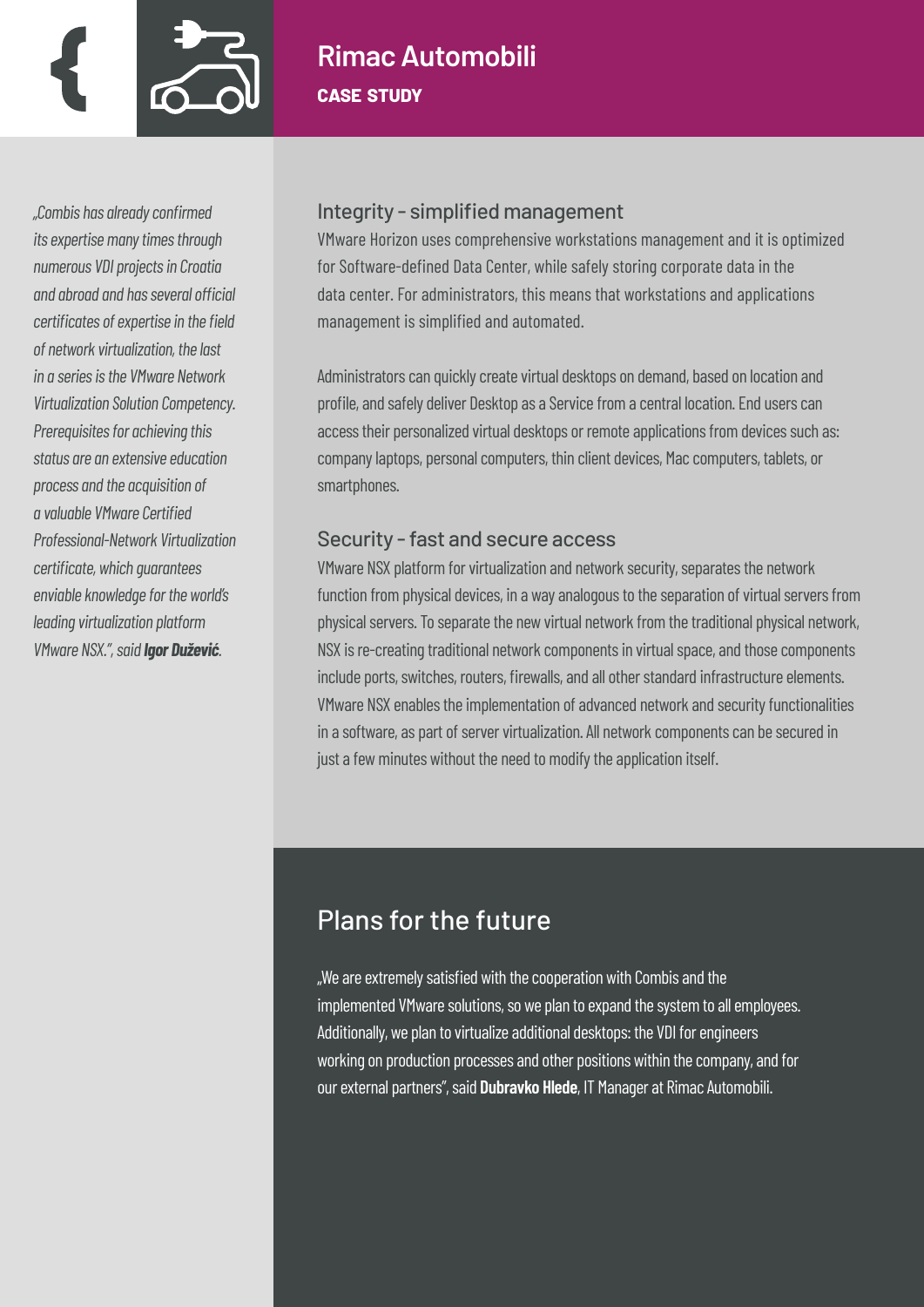# Rimac Automobili

**CASE STUDY**

*„Combis has already confirmed its expertise many times through numerous VDI projects in Croatia and abroad and has several official certificates of expertise in the field of network virtualization, the last in a series is the VMware Network Virtualization Solution Competency. Prerequisites for achieving this status are an extensive education process and the acquisition of a valuable VMware Certified Professional-Network Virtualization certificate, which guarantees enviable knowledge for the world's leading virtualization platform VMware NSX.", said* ***Igor Duževič****.*

## Integrity – simplified management

VMware Horizon uses comprehensive workstations management and it is optimized for Software-defined Data Center, while safely storing corporate data in the data center. For administrators, this means that workstations and applications management is simplified and automated.

Administrators can quickly create virtual desktops on demand, based on location and profile, and safely deliver Desktop as a Service from a central location. End users can access their personalized virtual desktops or remote applications from devices such as: company laptops, personal computers, thin client devices, Mac computers, tablets, or smartphones.

## Security – fast and secure access

VMware NSX platform for virtualization and network security, separates the network function from physical devices, in a way analogous to the separation of virtual servers from physical servers. To separate the new virtual network from the traditional physical network, NSX is re-creating traditional network components in virtual space, and those components include ports, switches, routers, firewalls, and all other standard infrastructure elements. VMware NSX enables the implementation of advanced network and security functionalities in a software, as part of server virtualization. All network components can be secured in just a few minutes without the need to modify the application itself.

## Plans for the future

„We are extremely satisfied with the cooperation with Combis and the implemented VMware solutions, so we plan to expand the system to all employees. Additionally, we plan to virtualize additional desktops: the VDI for engineers working on production processes and other positions within the company, and for our external partners", said **Dubravko Hlede**, IT Manager at Rimac Automobili.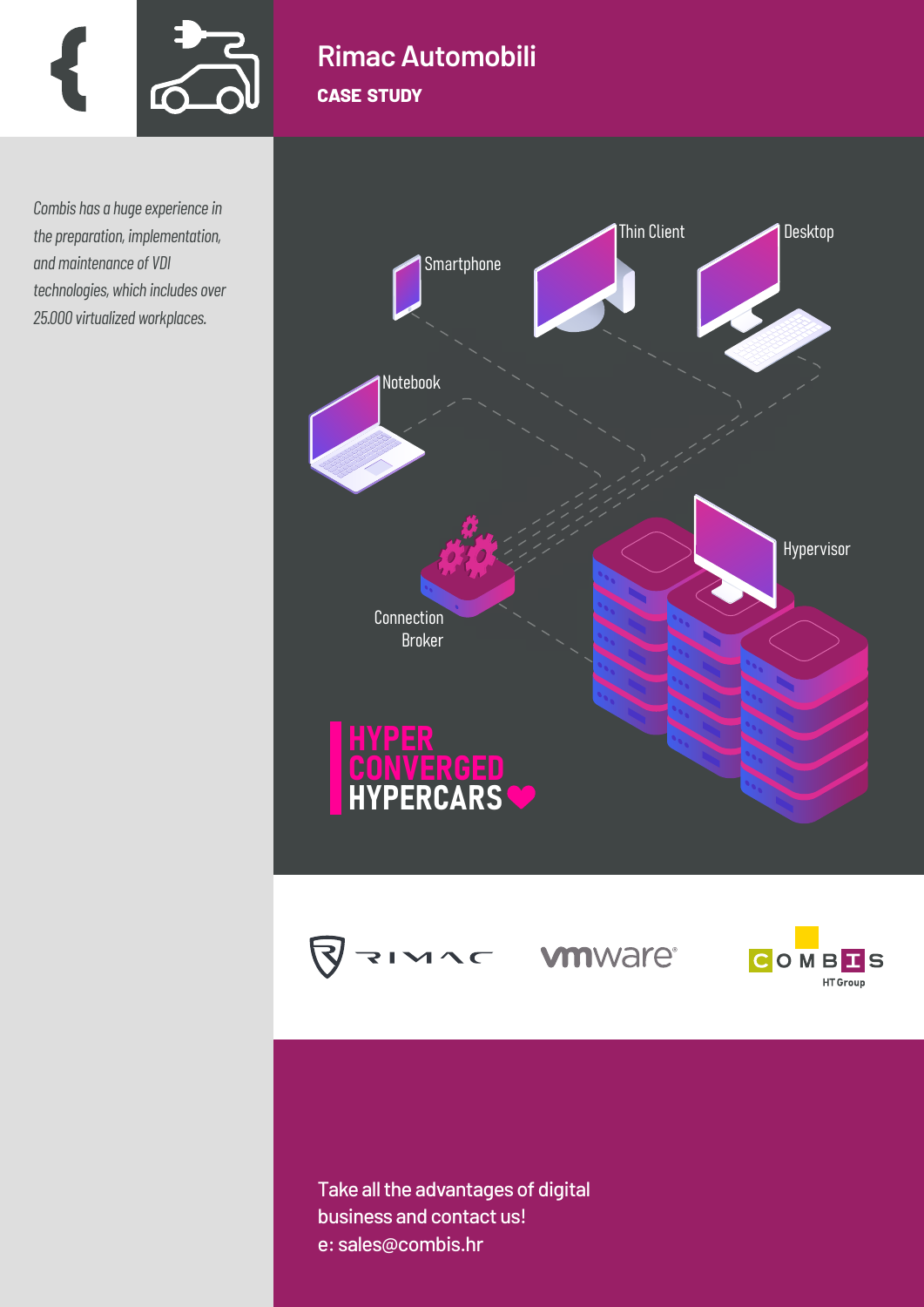## Rimac Automobili

**CASE STUDY**

*Combis has a huge experience in the preparation, implementation, and maintenance of VDI technologies, which includes over 25.000 virtualized workplaces.*

Smartphone

Thin Client

Desktop

Notebook

Hypervisor

Connection Broker

**HYPER CONVERGED HYPERCARS**

Take all the advantages of digital business and contact us!
e: sales@combis.hr